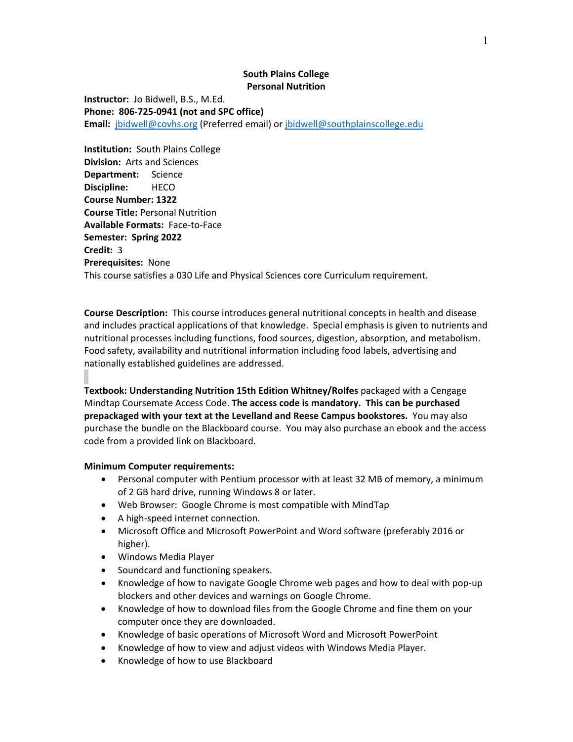**South Plains College**
**Personal Nutrition**

**Instructor:** Jo Bidwell, B.S., M.Ed.
**Phone: 806-725-0941 (not and SPC office)**
**Email:** jbidwell@covhs.org (Preferred email) or jbidwell@southplainscollege.edu

**Institution:** South Plains College
**Division:** Arts and Sciences
**Department:** Science
**Discipline:** HECO
**Course Number: 1322**
**Course Title:** Personal Nutrition
**Available Formats:** Face-to-Face
**Semester: Spring 2022**
**Credit:** 3
**Prerequisites:** None
This course satisfies a 030 Life and Physical Sciences core Curriculum requirement.

**Course Description:** This course introduces general nutritional concepts in health and disease and includes practical applications of that knowledge. Special emphasis is given to nutrients and nutritional processes including functions, food sources, digestion, absorption, and metabolism. Food safety, availability and nutritional information including food labels, advertising and nationally established guidelines are addressed.

**Textbook: Understanding Nutrition 15th Edition Whitney/Rolfes** packaged with a Cengage Mindtap Coursemate Access Code. **The access code is mandatory. This can be purchased prepackaged with your text at the Levelland and Reese Campus bookstores.** You may also purchase the bundle on the Blackboard course. You may also purchase an ebook and the access code from a provided link on Blackboard.

**Minimum Computer requirements:**

- Personal computer with Pentium processor with at least 32 MB of memory, a minimum of 2 GB hard drive, running Windows 8 or later.
- Web Browser: Google Chrome is most compatible with MindTap
- A high-speed internet connection.
- Microsoft Office and Microsoft PowerPoint and Word software (preferably 2016 or higher).
- Windows Media Player
- Soundcard and functioning speakers.
- Knowledge of how to navigate Google Chrome web pages and how to deal with pop-up blockers and other devices and warnings on Google Chrome.
- Knowledge of how to download files from the Google Chrome and fine them on your computer once they are downloaded.
- Knowledge of basic operations of Microsoft Word and Microsoft PowerPoint
- Knowledge of how to view and adjust videos with Windows Media Player.
- Knowledge of how to use Blackboard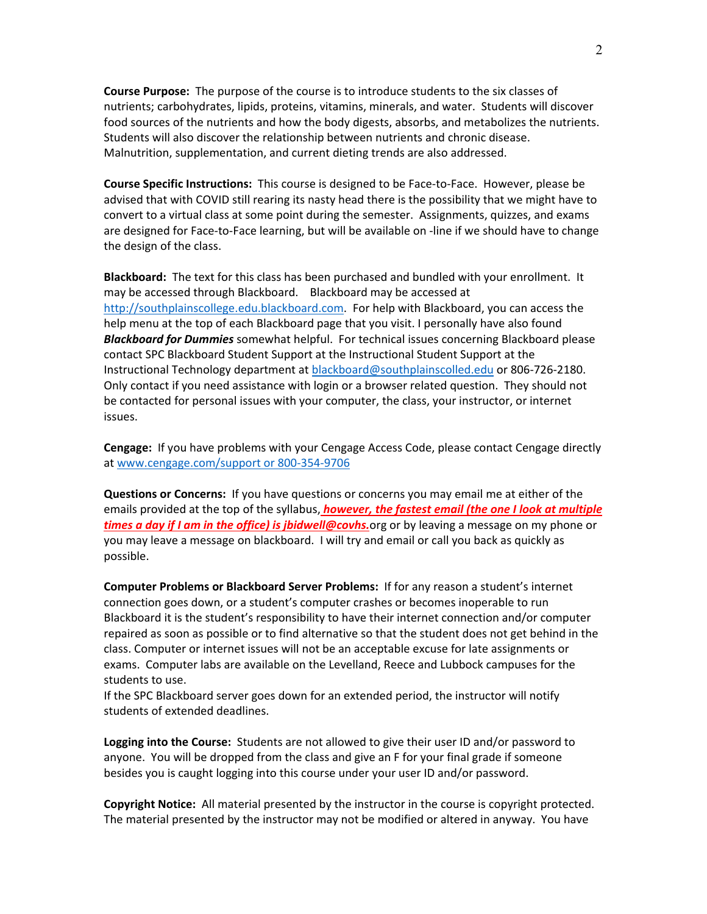**Course Purpose:** The purpose of the course is to introduce students to the six classes of nutrients; carbohydrates, lipids, proteins, vitamins, minerals, and water. Students will discover food sources of the nutrients and how the body digests, absorbs, and metabolizes the nutrients. Students will also discover the relationship between nutrients and chronic disease. Malnutrition, supplementation, and current dieting trends are also addressed.

**Course Specific Instructions:** This course is designed to be Face-to-Face. However, please be advised that with COVID still rearing its nasty head there is the possibility that we might have to convert to a virtual class at some point during the semester. Assignments, quizzes, and exams are designed for Face-to-Face learning, but will be available on -line if we should have to change the design of the class.

**Blackboard:** The text for this class has been purchased and bundled with your enrollment. It may be accessed through Blackboard. Blackboard may be accessed at http://southplainscollege.edu.blackboard.com. For help with Blackboard, you can access the help menu at the top of each Blackboard page that you visit. I personally have also found ***Blackboard for Dummies*** somewhat helpful. For technical issues concerning Blackboard please contact SPC Blackboard Student Support at the Instructional Student Support at the Instructional Technology department at blackboard@southplainscolled.edu or 806-726-2180. Only contact if you need assistance with login or a browser related question. They should not be contacted for personal issues with your computer, the class, your instructor, or internet issues.

**Cengage:** If you have problems with your Cengage Access Code, please contact Cengage directly at www.cengage.com/support or 800-354-9706

**Questions or Concerns:** If you have questions or concerns you may email me at either of the emails provided at the top of the syllabus, ***however, the fastest email (the one I look at multiple times a day if I am in the office) is jbidwell@covhs.***org or by leaving a message on my phone or you may leave a message on blackboard. I will try and email or call you back as quickly as possible.

**Computer Problems or Blackboard Server Problems:** If for any reason a student's internet connection goes down, or a student's computer crashes or becomes inoperable to run Blackboard it is the student's responsibility to have their internet connection and/or computer repaired as soon as possible or to find alternative so that the student does not get behind in the class. Computer or internet issues will not be an acceptable excuse for late assignments or exams. Computer labs are available on the Levelland, Reece and Lubbock campuses for the students to use.
If the SPC Blackboard server goes down for an extended period, the instructor will notify students of extended deadlines.

**Logging into the Course:** Students are not allowed to give their user ID and/or password to anyone. You will be dropped from the class and give an F for your final grade if someone besides you is caught logging into this course under your user ID and/or password.

**Copyright Notice:** All material presented by the instructor in the course is copyright protected. The material presented by the instructor may not be modified or altered in anyway. You have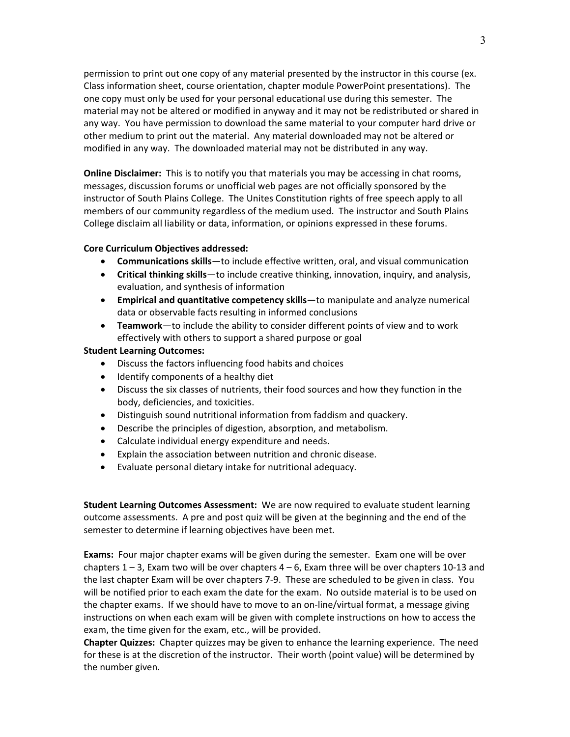permission to print out one copy of any material presented by the instructor in this course (ex. Class information sheet, course orientation, chapter module PowerPoint presentations). The one copy must only be used for your personal educational use during this semester. The material may not be altered or modified in anyway and it may not be redistributed or shared in any way. You have permission to download the same material to your computer hard drive or other medium to print out the material. Any material downloaded may not be altered or modified in any way. The downloaded material may not be distributed in any way.

**Online Disclaimer:** This is to notify you that materials you may be accessing in chat rooms, messages, discussion forums or unofficial web pages are not officially sponsored by the instructor of South Plains College. The Unites Constitution rights of free speech apply to all members of our community regardless of the medium used. The instructor and South Plains College disclaim all liability or data, information, or opinions expressed in these forums.

**Core Curriculum Objectives addressed:**

- **Communications skills**—to include effective written, oral, and visual communication
- **Critical thinking skills**—to include creative thinking, innovation, inquiry, and analysis, evaluation, and synthesis of information
- **Empirical and quantitative competency skills**—to manipulate and analyze numerical data or observable facts resulting in informed conclusions
- **Teamwork**—to include the ability to consider different points of view and to work effectively with others to support a shared purpose or goal

**Student Learning Outcomes:**

- Discuss the factors influencing food habits and choices
- Identify components of a healthy diet
- Discuss the six classes of nutrients, their food sources and how they function in the body, deficiencies, and toxicities.
- Distinguish sound nutritional information from faddism and quackery.
- Describe the principles of digestion, absorption, and metabolism.
- Calculate individual energy expenditure and needs.
- Explain the association between nutrition and chronic disease.
- Evaluate personal dietary intake for nutritional adequacy.

**Student Learning Outcomes Assessment:** We are now required to evaluate student learning outcome assessments. A pre and post quiz will be given at the beginning and the end of the semester to determine if learning objectives have been met.

**Exams:** Four major chapter exams will be given during the semester. Exam one will be over chapters 1 – 3, Exam two will be over chapters 4 – 6, Exam three will be over chapters 10-13 and the last chapter Exam will be over chapters 7-9. These are scheduled to be given in class. You will be notified prior to each exam the date for the exam. No outside material is to be used on the chapter exams. If we should have to move to an on-line/virtual format, a message giving instructions on when each exam will be given with complete instructions on how to access the exam, the time given for the exam, etc., will be provided.

**Chapter Quizzes:** Chapter quizzes may be given to enhance the learning experience. The need for these is at the discretion of the instructor. Their worth (point value) will be determined by the number given.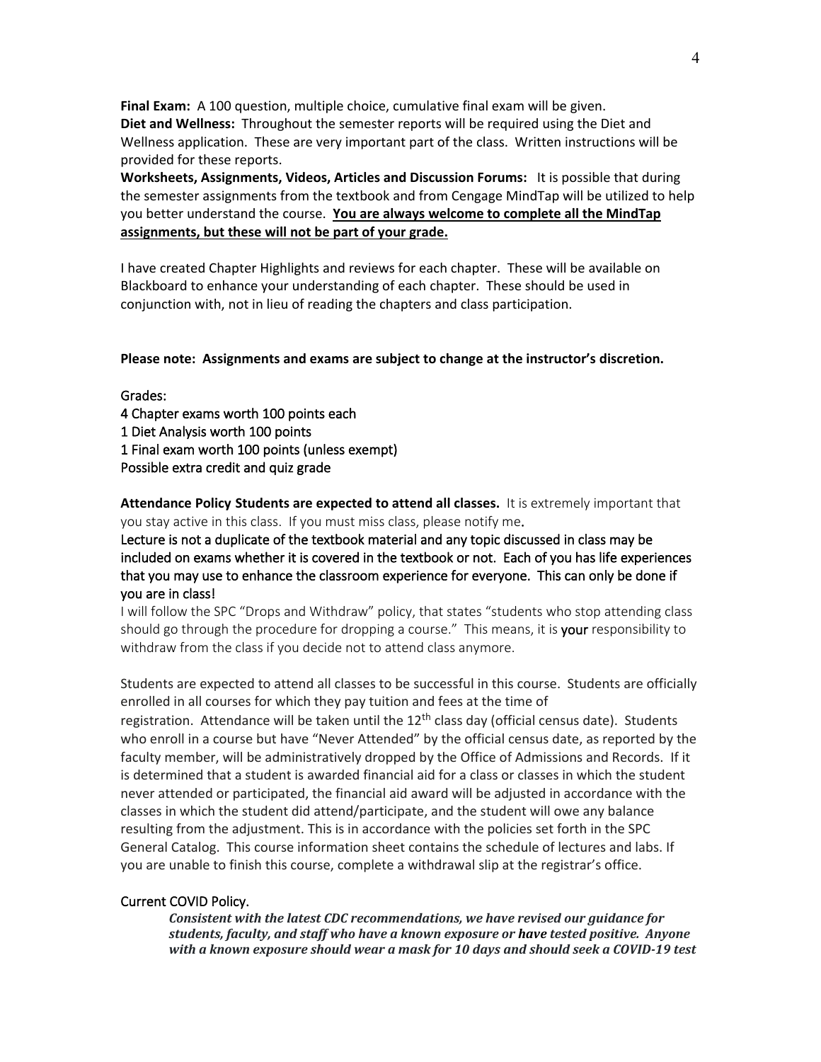**Final Exam:** A 100 question, multiple choice, cumulative final exam will be given.
**Diet and Wellness:** Throughout the semester reports will be required using the Diet and Wellness application. These are very important part of the class. Written instructions will be provided for these reports.
**Worksheets, Assignments, Videos, Articles and Discussion Forums:** It is possible that during the semester assignments from the textbook and from Cengage MindTap will be utilized to help you better understand the course. **<u>You are always welcome to complete all the MindTap assignments, but these will not be part of your grade.</u>**

I have created Chapter Highlights and reviews for each chapter. These will be available on Blackboard to enhance your understanding of each chapter. These should be used in conjunction with, not in lieu of reading the chapters and class participation.

**Please note: Assignments and exams are subject to change at the instructor's discretion.**

Grades:
4 Chapter exams worth 100 points each
1 Diet Analysis worth 100 points
1 Final exam worth 100 points (unless exempt)
Possible extra credit and quiz grade

**Attendance Policy Students are expected to attend all classes.** It is extremely important that you stay active in this class. If you must miss class, please notify me.
Lecture is not a duplicate of the textbook material and any topic discussed in class may be included on exams whether it is covered in the textbook or not. Each of you has life experiences that you may use to enhance the classroom experience for everyone. This can only be done if you are in class!
I will follow the SPC "Drops and Withdraw" policy, that states "students who stop attending class should go through the procedure for dropping a course." This means, it is **your** responsibility to withdraw from the class if you decide not to attend class anymore.

Students are expected to attend all classes to be successful in this course. Students are officially enrolled in all courses for which they pay tuition and fees at the time of registration. Attendance will be taken until the 12th class day (official census date). Students who enroll in a course but have "Never Attended" by the official census date, as reported by the faculty member, will be administratively dropped by the Office of Admissions and Records. If it is determined that a student is awarded financial aid for a class or classes in which the student never attended or participated, the financial aid award will be adjusted in accordance with the classes in which the student did attend/participate, and the student will owe any balance resulting from the adjustment. This is in accordance with the policies set forth in the SPC General Catalog. This course information sheet contains the schedule of lectures and labs. If you are unable to finish this course, complete a withdrawal slip at the registrar's office.

Current COVID Policy.

> ***Consistent with the latest CDC recommendations, we have revised our guidance for students, faculty, and staff who have a known exposure or have tested positive. Anyone with a known exposure should wear a mask for 10 days and should seek a COVID-19 test***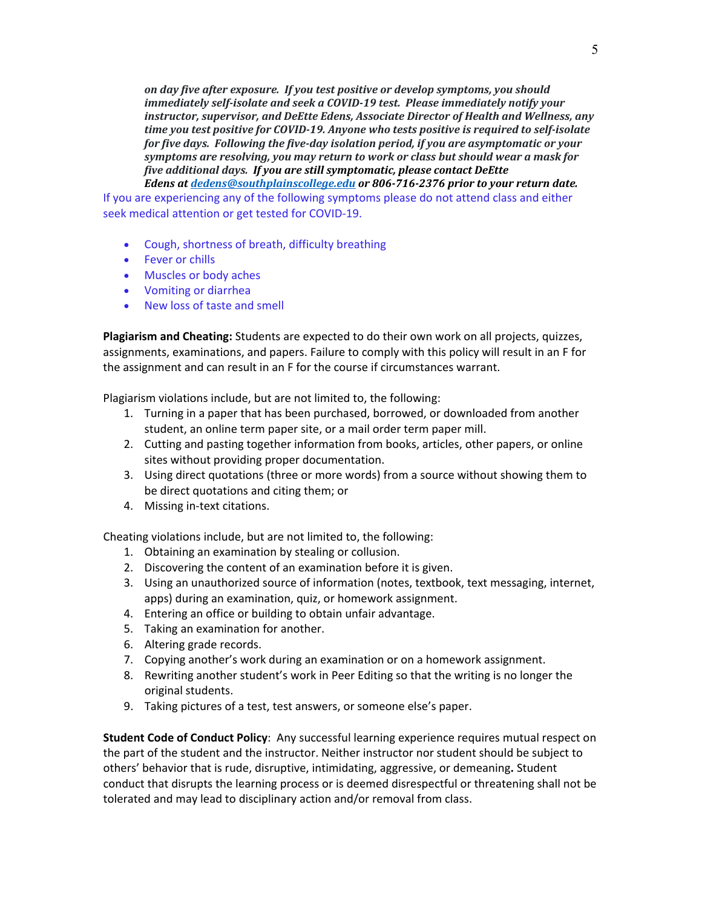***on day five after exposure. If you test positive or develop symptoms, you should immediately self-isolate and seek a COVID-19 test. Please immediately notify your instructor, supervisor, and DeEtte Edens, Associate Director of Health and Wellness, any time you test positive for COVID-19. Anyone who tests positive is required to self-isolate for five days. Following the five-day isolation period, if you are asymptomatic or your symptoms are resolving, you may return to work or class but should wear a mask for five additional days. If you are still symptomatic, please contact DeEtte Edens at dedens@southplainscollege.edu or 806-716-2376 prior to your return date.***

If you are experiencing any of the following symptoms please do not attend class and either seek medical attention or get tested for COVID-19.

- Cough, shortness of breath, difficulty breathing
- Fever or chills
- Muscles or body aches
- Vomiting or diarrhea
- New loss of taste and smell

**Plagiarism and Cheating:** Students are expected to do their own work on all projects, quizzes, assignments, examinations, and papers. Failure to comply with this policy will result in an F for the assignment and can result in an F for the course if circumstances warrant.

Plagiarism violations include, but are not limited to, the following:

1. Turning in a paper that has been purchased, borrowed, or downloaded from another student, an online term paper site, or a mail order term paper mill.
2. Cutting and pasting together information from books, articles, other papers, or online sites without providing proper documentation.
3. Using direct quotations (three or more words) from a source without showing them to be direct quotations and citing them; or
4. Missing in-text citations.

Cheating violations include, but are not limited to, the following:

1. Obtaining an examination by stealing or collusion.
2. Discovering the content of an examination before it is given.
3. Using an unauthorized source of information (notes, textbook, text messaging, internet, apps) during an examination, quiz, or homework assignment.
4. Entering an office or building to obtain unfair advantage.
5. Taking an examination for another.
6. Altering grade records.
7. Copying another's work during an examination or on a homework assignment.
8. Rewriting another student's work in Peer Editing so that the writing is no longer the original students.
9. Taking pictures of a test, test answers, or someone else's paper.

**Student Code of Conduct Policy**: Any successful learning experience requires mutual respect on the part of the student and the instructor. Neither instructor nor student should be subject to others' behavior that is rude, disruptive, intimidating, aggressive, or demeaning**.** Student conduct that disrupts the learning process or is deemed disrespectful or threatening shall not be tolerated and may lead to disciplinary action and/or removal from class.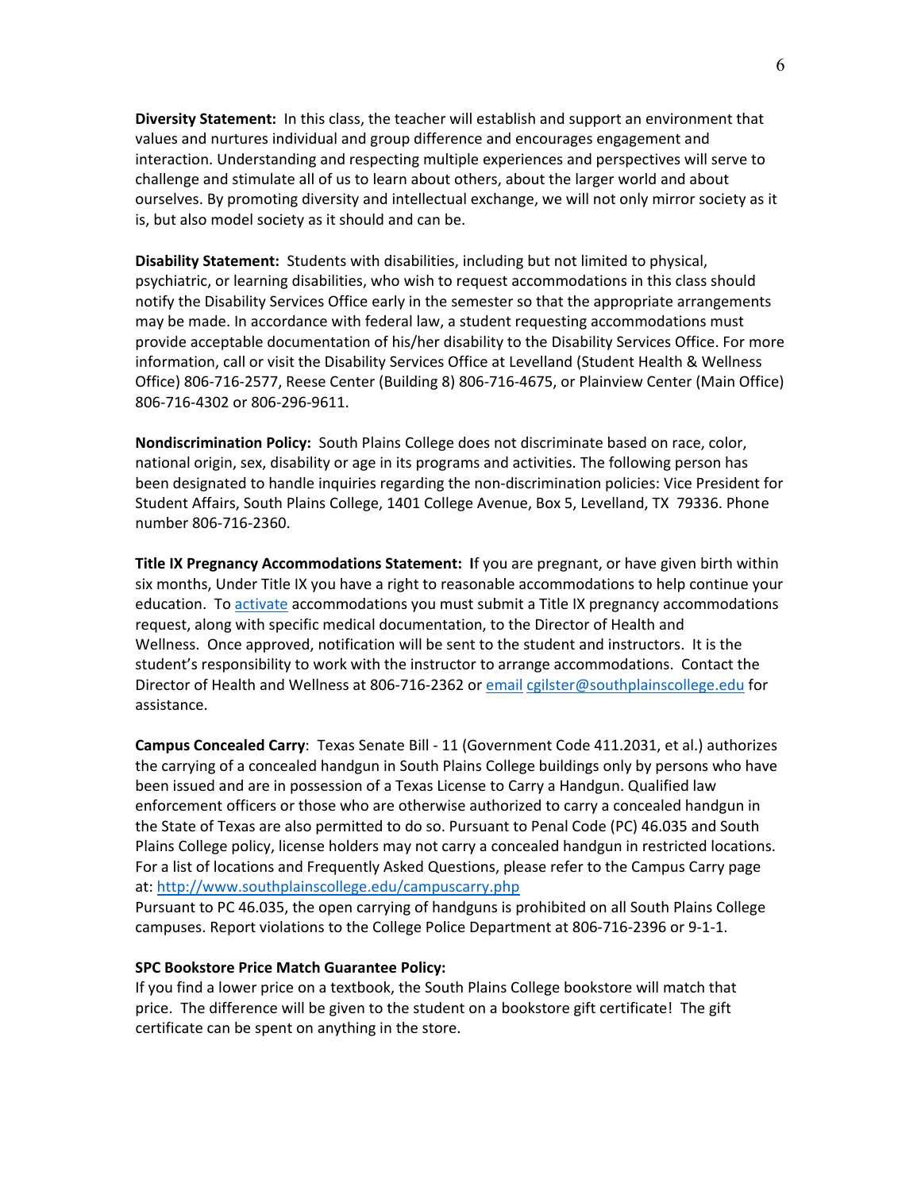**Diversity Statement:** In this class, the teacher will establish and support an environment that values and nurtures individual and group difference and encourages engagement and interaction. Understanding and respecting multiple experiences and perspectives will serve to challenge and stimulate all of us to learn about others, about the larger world and about ourselves. By promoting diversity and intellectual exchange, we will not only mirror society as it is, but also model society as it should and can be.

**Disability Statement:** Students with disabilities, including but not limited to physical, psychiatric, or learning disabilities, who wish to request accommodations in this class should notify the Disability Services Office early in the semester so that the appropriate arrangements may be made. In accordance with federal law, a student requesting accommodations must provide acceptable documentation of his/her disability to the Disability Services Office. For more information, call or visit the Disability Services Office at Levelland (Student Health & Wellness Office) 806-716-2577, Reese Center (Building 8) 806-716-4675, or Plainview Center (Main Office) 806-716-4302 or 806-296-9611.

**Nondiscrimination Policy:** South Plains College does not discriminate based on race, color, national origin, sex, disability or age in its programs and activities. The following person has been designated to handle inquiries regarding the non-discrimination policies: Vice President for Student Affairs, South Plains College, 1401 College Avenue, Box 5, Levelland, TX 79336. Phone number 806-716-2360.

**Title IX Pregnancy Accommodations Statement: I**f you are pregnant, or have given birth within six months, Under Title IX you have a right to reasonable accommodations to help continue your education. To activate accommodations you must submit a Title IX pregnancy accommodations request, along with specific medical documentation, to the Director of Health and Wellness. Once approved, notification will be sent to the student and instructors. It is the student's responsibility to work with the instructor to arrange accommodations. Contact the Director of Health and Wellness at 806-716-2362 or email cgilster@southplainscollege.edu for assistance.

**Campus Concealed Carry**: Texas Senate Bill - 11 (Government Code 411.2031, et al.) authorizes the carrying of a concealed handgun in South Plains College buildings only by persons who have been issued and are in possession of a Texas License to Carry a Handgun. Qualified law enforcement officers or those who are otherwise authorized to carry a concealed handgun in the State of Texas are also permitted to do so. Pursuant to Penal Code (PC) 46.035 and South Plains College policy, license holders may not carry a concealed handgun in restricted locations. For a list of locations and Frequently Asked Questions, please refer to the Campus Carry page at: http://www.southplainscollege.edu/campuscarry.php

Pursuant to PC 46.035, the open carrying of handguns is prohibited on all South Plains College campuses. Report violations to the College Police Department at 806-716-2396 or 9-1-1.

**SPC Bookstore Price Match Guarantee Policy:**

If you find a lower price on a textbook, the South Plains College bookstore will match that price. The difference will be given to the student on a bookstore gift certificate! The gift certificate can be spent on anything in the store.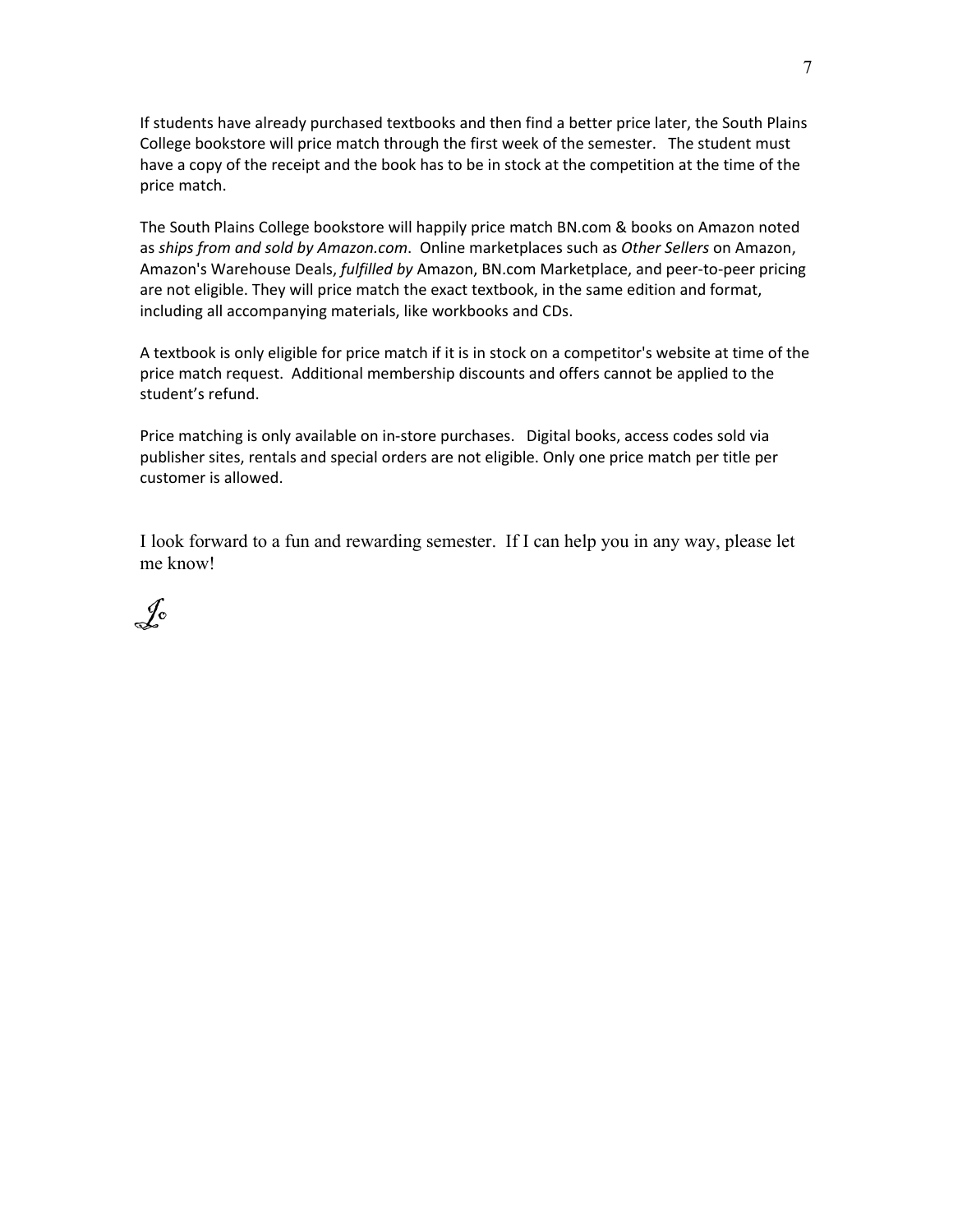If students have already purchased textbooks and then find a better price later, the South Plains College bookstore will price match through the first week of the semester. The student must have a copy of the receipt and the book has to be in stock at the competition at the time of the price match.

The South Plains College bookstore will happily price match BN.com & books on Amazon noted as *ships from and sold by Amazon.com*. Online marketplaces such as *Other Sellers* on Amazon, Amazon's Warehouse Deals, *fulfilled by* Amazon, BN.com Marketplace, and peer-to-peer pricing are not eligible. They will price match the exact textbook, in the same edition and format, including all accompanying materials, like workbooks and CDs.

A textbook is only eligible for price match if it is in stock on a competitor's website at time of the price match request. Additional membership discounts and offers cannot be applied to the student's refund.

Price matching is only available on in-store purchases. Digital books, access codes sold via publisher sites, rentals and special orders are not eligible. Only one price match per title per customer is allowed.

I look forward to a fun and rewarding semester. If I can help you in any way, please let me know!

*Jo*